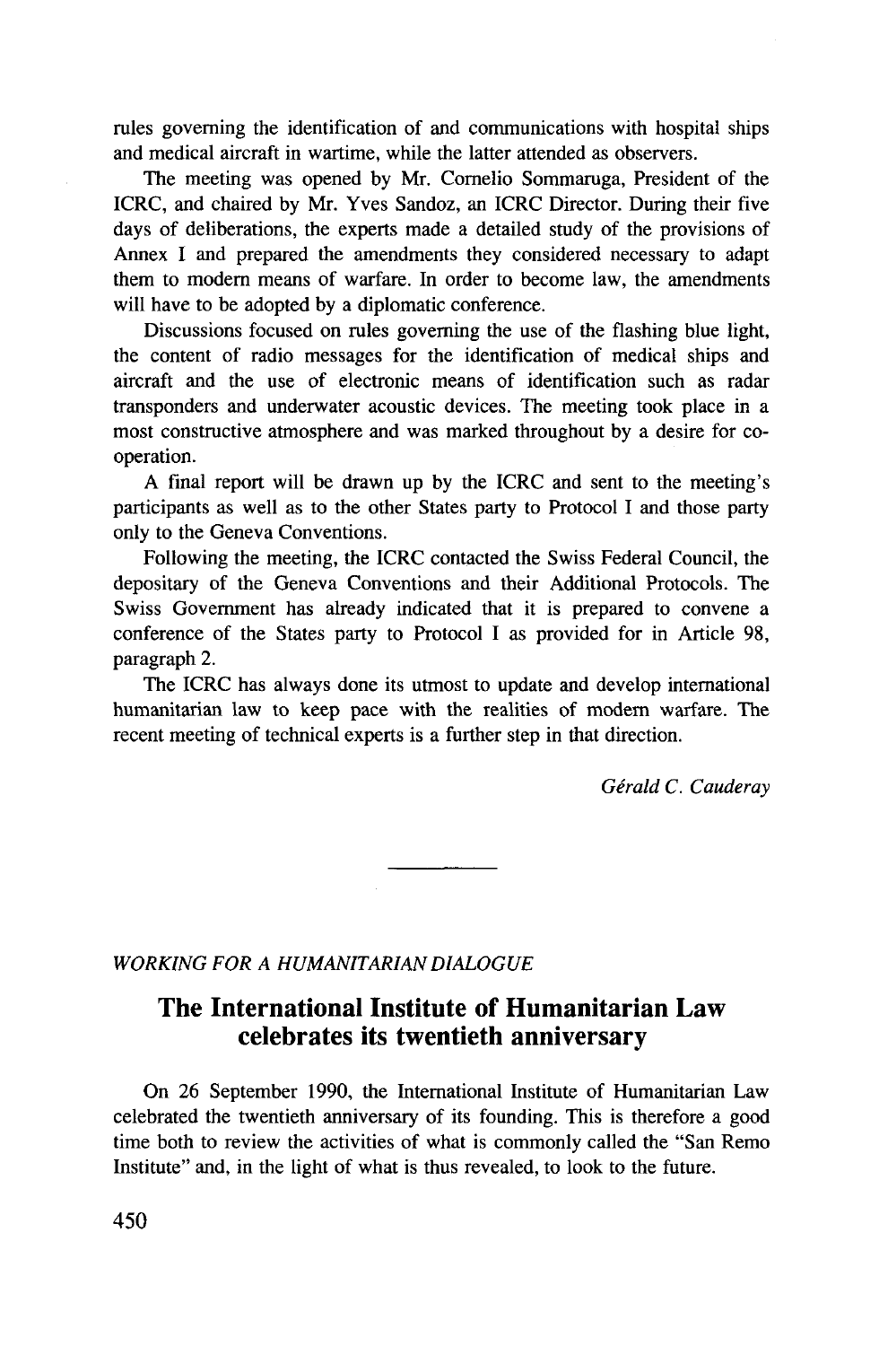rules governing the identification of and communications with hospital ships and medical aircraft in wartime, while the latter attended as observers.

The meeting was opened by Mr. Cornelio Sommaruga, President of the ICRC, and chaired by Mr. Yves Sandoz, an ICRC Director. During their five days of deliberations, the experts made a detailed study of the provisions of Annex I and prepared the amendments they considered necessary to adapt them to modern means of warfare. In order to become law, the amendments will have to be adopted by a diplomatic conference.

Discussions focused on rules governing the use of the flashing blue light, the content of radio messages for the identification of medical ships and aircraft and the use of electronic means of identification such as radar transponders and underwater acoustic devices. The meeting took place in a most constructive atmosphere and was marked throughout by a desire for co-operation.

A final report will be drawn up by the ICRC and sent to the meeting's participants as well as to the other States party to Protocol I and those party only to the Geneva Conventions.

Following the meeting, the ICRC contacted the Swiss Federal Council, the depositary of the Geneva Conventions and their Additional Protocols. The Swiss Government has already indicated that it is prepared to convene a conference of the States party to Protocol I as provided for in Article 98, paragraph 2.

The ICRC has always done its utmost to update and develop international humanitarian law to keep pace with the realities of modern warfare. The recent meeting of technical experts is a further step in that direction.

*Gérald C. Cauderay*

---

*WORKING FOR A HUMANITARIAN DIALOGUE*

## The International Institute of Humanitarian Law celebrates its twentieth anniversary

On 26 September 1990, the International Institute of Humanitarian Law celebrated the twentieth anniversary of its founding. This is therefore a good time both to review the activities of what is commonly called the "San Remo Institute" and, in the light of what is thus revealed, to look to the future.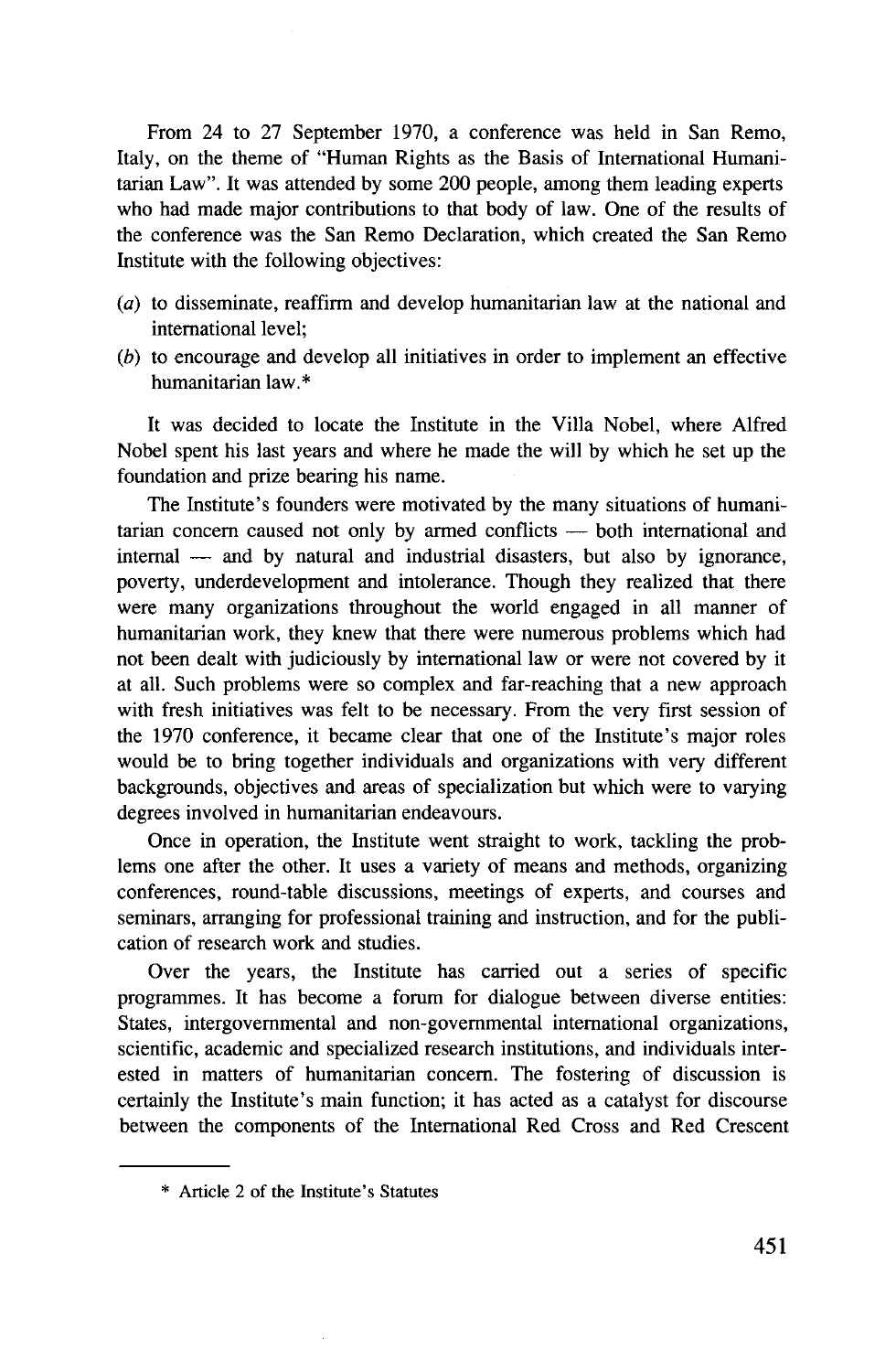From 24 to 27 September 1970, a conference was held in San Remo, Italy, on the theme of "Human Rights as the Basis of International Humanitarian Law". It was attended by some 200 people, among them leading experts who had made major contributions to that body of law. One of the results of the conference was the San Remo Declaration, which created the San Remo Institute with the following objectives:

(*a*) to disseminate, reaffirm and develop humanitarian law at the national and international level;

(*b*) to encourage and develop all initiatives in order to implement an effective humanitarian law.*

It was decided to locate the Institute in the Villa Nobel, where Alfred Nobel spent his last years and where he made the will by which he set up the foundation and prize bearing his name.

The Institute's founders were motivated by the many situations of humanitarian concern caused not only by armed conflicts — both international and internal — and by natural and industrial disasters, but also by ignorance, poverty, underdevelopment and intolerance. Though they realized that there were many organizations throughout the world engaged in all manner of humanitarian work, they knew that there were numerous problems which had not been dealt with judiciously by international law or were not covered by it at all. Such problems were so complex and far-reaching that a new approach with fresh initiatives was felt to be necessary. From the very first session of the 1970 conference, it became clear that one of the Institute's major roles would be to bring together individuals and organizations with very different backgrounds, objectives and areas of specialization but which were to varying degrees involved in humanitarian endeavours.

Once in operation, the Institute went straight to work, tackling the problems one after the other. It uses a variety of means and methods, organizing conferences, round-table discussions, meetings of experts, and courses and seminars, arranging for professional training and instruction, and for the publication of research work and studies.

Over the years, the Institute has carried out a series of specific programmes. It has become a forum for dialogue between diverse entities: States, intergovernmental and non-governmental international organizations, scientific, academic and specialized research institutions, and individuals interested in matters of humanitarian concern. The fostering of discussion is certainly the Institute's main function; it has acted as a catalyst for discourse between the components of the International Red Cross and Red Crescent

---

* Article 2 of the Institute's Statutes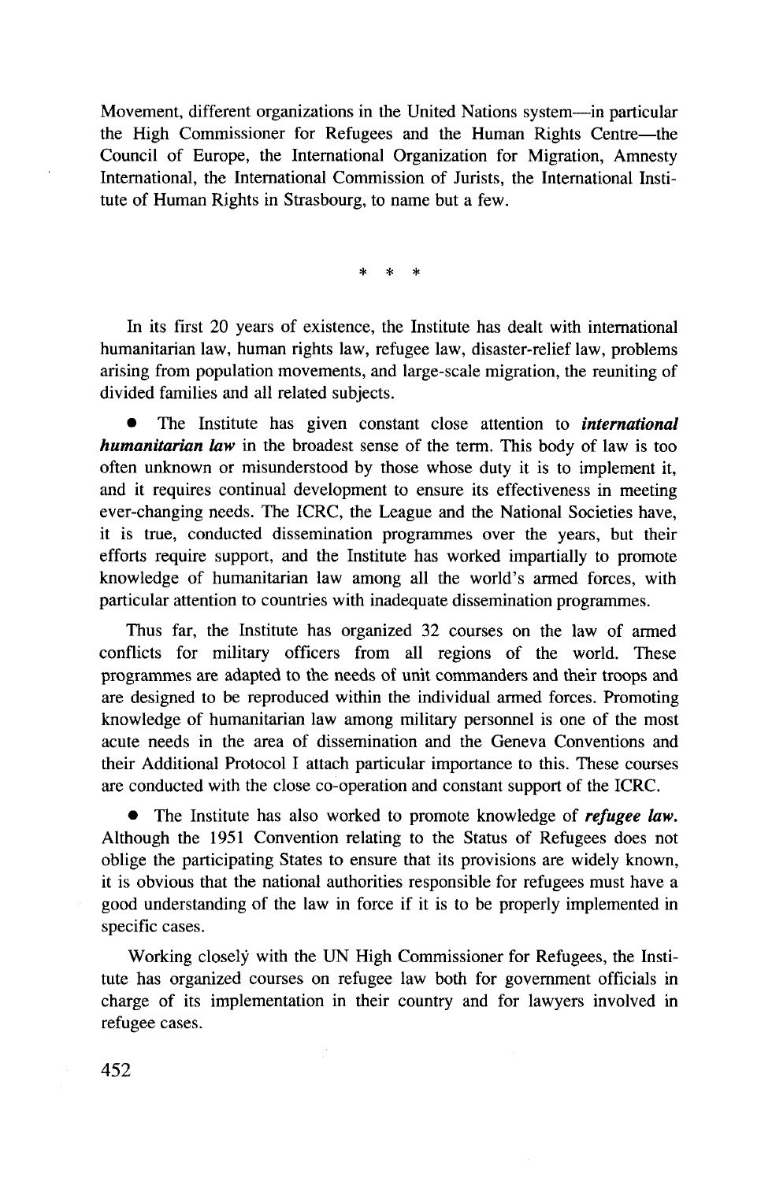Movement, different organizations in the United Nations system—in particular the High Commissioner for Refugees and the Human Rights Centre—the Council of Europe, the International Organization for Migration, Amnesty International, the International Commission of Jurists, the International Institute of Human Rights in Strasbourg, to name but a few.

\* \* \*

In its first 20 years of existence, the Institute has dealt with international humanitarian law, human rights law, refugee law, disaster-relief law, problems arising from population movements, and large-scale migration, the reuniting of divided families and all related subjects.

- The Institute has given constant close attention to ***international humanitarian law*** in the broadest sense of the term. This body of law is too often unknown or misunderstood by those whose duty it is to implement it, and it requires continual development to ensure its effectiveness in meeting ever-changing needs. The ICRC, the League and the National Societies have, it is true, conducted dissemination programmes over the years, but their efforts require support, and the Institute has worked impartially to promote knowledge of humanitarian law among all the world's armed forces, with particular attention to countries with inadequate dissemination programmes.

Thus far, the Institute has organized 32 courses on the law of armed conflicts for military officers from all regions of the world. These programmes are adapted to the needs of unit commanders and their troops and are designed to be reproduced within the individual armed forces. Promoting knowledge of humanitarian law among military personnel is one of the most acute needs in the area of dissemination and the Geneva Conventions and their Additional Protocol I attach particular importance to this. These courses are conducted with the close co-operation and constant support of the ICRC.

- The Institute has also worked to promote knowledge of ***refugee law.*** Although the 1951 Convention relating to the Status of Refugees does not oblige the participating States to ensure that its provisions are widely known, it is obvious that the national authorities responsible for refugees must have a good understanding of the law in force if it is to be properly implemented in specific cases.

Working closely with the UN High Commissioner for Refugees, the Institute has organized courses on refugee law both for government officials in charge of its implementation in their country and for lawyers involved in refugee cases.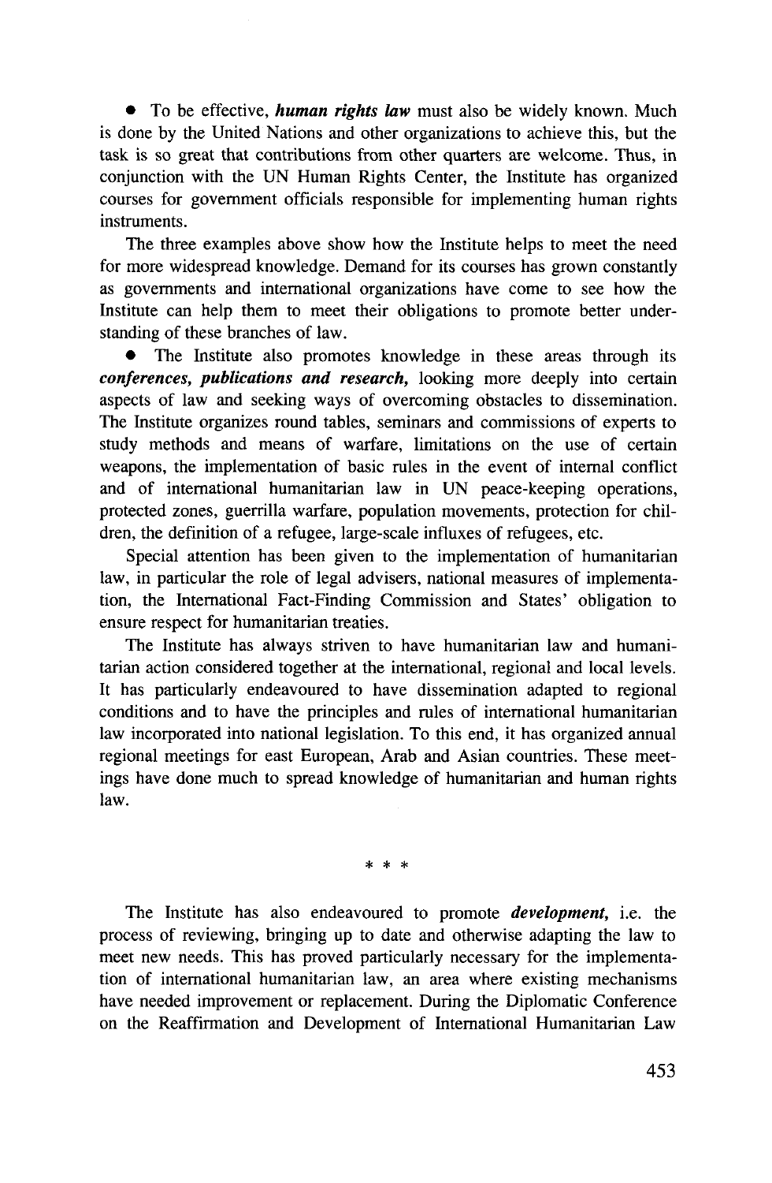• To be effective, ***human rights law*** must also be widely known. Much is done by the United Nations and other organizations to achieve this, but the task is so great that contributions from other quarters are welcome. Thus, in conjunction with the UN Human Rights Center, the Institute has organized courses for government officials responsible for implementing human rights instruments.

The three examples above show how the Institute helps to meet the need for more widespread knowledge. Demand for its courses has grown constantly as governments and international organizations have come to see how the Institute can help them to meet their obligations to promote better understanding of these branches of law.

• The Institute also promotes knowledge in these areas through its ***conferences, publications and research,*** looking more deeply into certain aspects of law and seeking ways of overcoming obstacles to dissemination. The Institute organizes round tables, seminars and commissions of experts to study methods and means of warfare, limitations on the use of certain weapons, the implementation of basic rules in the event of internal conflict and of international humanitarian law in UN peace-keeping operations, protected zones, guerrilla warfare, population movements, protection for children, the definition of a refugee, large-scale influxes of refugees, etc.

Special attention has been given to the implementation of humanitarian law, in particular the role of legal advisers, national measures of implementation, the International Fact-Finding Commission and States' obligation to ensure respect for humanitarian treaties.

The Institute has always striven to have humanitarian law and humanitarian action considered together at the international, regional and local levels. It has particularly endeavoured to have dissemination adapted to regional conditions and to have the principles and rules of international humanitarian law incorporated into national legislation. To this end, it has organized annual regional meetings for east European, Arab and Asian countries. These meetings have done much to spread knowledge of humanitarian and human rights law.

* * *

The Institute has also endeavoured to promote ***development,*** i.e. the process of reviewing, bringing up to date and otherwise adapting the law to meet new needs. This has proved particularly necessary for the implementation of international humanitarian law, an area where existing mechanisms have needed improvement or replacement. During the Diplomatic Conference on the Reaffirmation and Development of International Humanitarian Law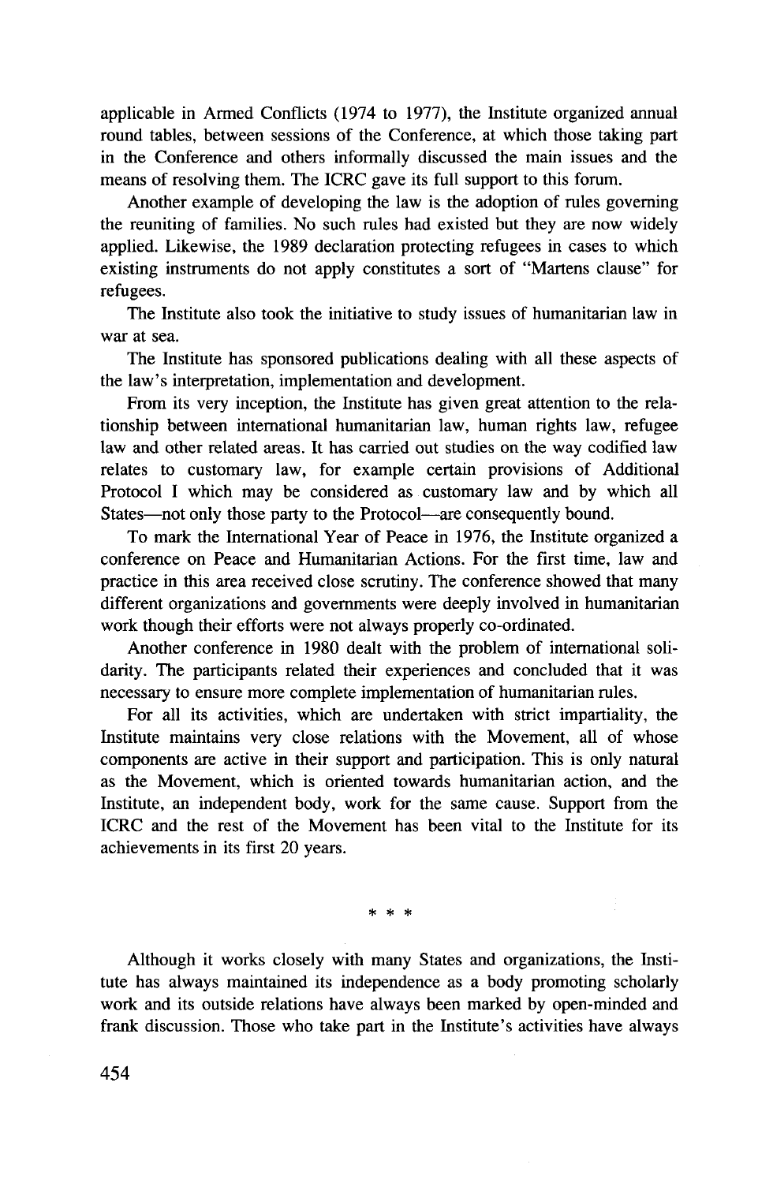applicable in Armed Conflicts (1974 to 1977), the Institute organized annual round tables, between sessions of the Conference, at which those taking part in the Conference and others informally discussed the main issues and the means of resolving them. The ICRC gave its full support to this forum.

Another example of developing the law is the adoption of rules governing the reuniting of families. No such rules had existed but they are now widely applied. Likewise, the 1989 declaration protecting refugees in cases to which existing instruments do not apply constitutes a sort of "Martens clause" for refugees.

The Institute also took the initiative to study issues of humanitarian law in war at sea.

The Institute has sponsored publications dealing with all these aspects of the law's interpretation, implementation and development.

From its very inception, the Institute has given great attention to the relationship between international humanitarian law, human rights law, refugee law and other related areas. It has carried out studies on the way codified law relates to customary law, for example certain provisions of Additional Protocol I which may be considered as customary law and by which all States—not only those party to the Protocol—are consequently bound.

To mark the International Year of Peace in 1976, the Institute organized a conference on Peace and Humanitarian Actions. For the first time, law and practice in this area received close scrutiny. The conference showed that many different organizations and governments were deeply involved in humanitarian work though their efforts were not always properly co-ordinated.

Another conference in 1980 dealt with the problem of international solidarity. The participants related their experiences and concluded that it was necessary to ensure more complete implementation of humanitarian rules.

For all its activities, which are undertaken with strict impartiality, the Institute maintains very close relations with the Movement, all of whose components are active in their support and participation. This is only natural as the Movement, which is oriented towards humanitarian action, and the Institute, an independent body, work for the same cause. Support from the ICRC and the rest of the Movement has been vital to the Institute for its achievements in its first 20 years.

* * *

Although it works closely with many States and organizations, the Institute has always maintained its independence as a body promoting scholarly work and its outside relations have always been marked by open-minded and frank discussion. Those who take part in the Institute's activities have always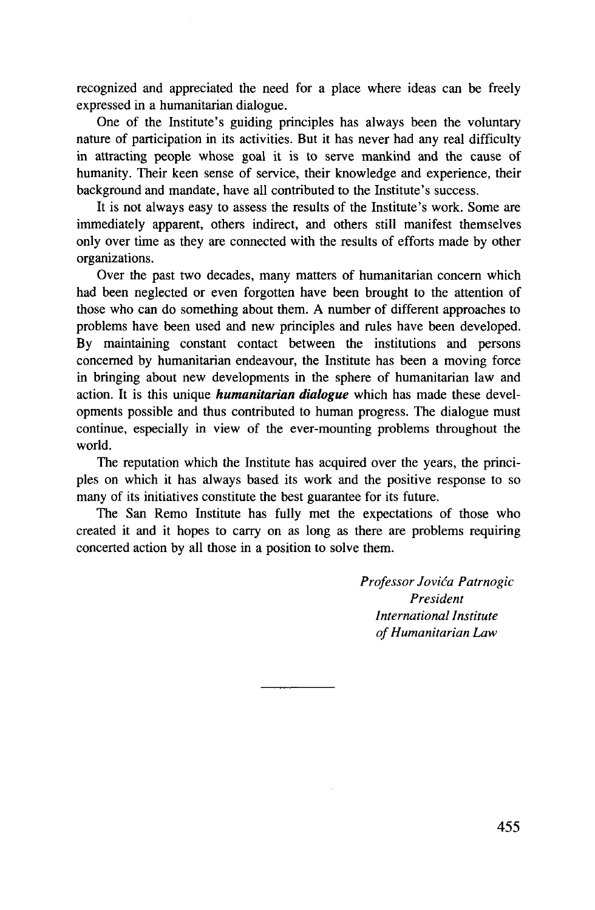recognized and appreciated the need for a place where ideas can be freely expressed in a humanitarian dialogue.

One of the Institute's guiding principles has always been the voluntary nature of participation in its activities. But it has never had any real difficulty in attracting people whose goal it is to serve mankind and the cause of humanity. Their keen sense of service, their knowledge and experience, their background and mandate, have all contributed to the Institute's success.

It is not always easy to assess the results of the Institute's work. Some are immediately apparent, others indirect, and others still manifest themselves only over time as they are connected with the results of efforts made by other organizations.

Over the past two decades, many matters of humanitarian concern which had been neglected or even forgotten have been brought to the attention of those who can do something about them. A number of different approaches to problems have been used and new principles and rules have been developed. By maintaining constant contact between the institutions and persons concerned by humanitarian endeavour, the Institute has been a moving force in bringing about new developments in the sphere of humanitarian law and action. It is this unique ***humanitarian dialogue*** which has made these developments possible and thus contributed to human progress. The dialogue must continue, especially in view of the ever-mounting problems throughout the world.

The reputation which the Institute has acquired over the years, the principles on which it has always based its work and the positive response to so many of its initiatives constitute the best guarantee for its future.

The San Remo Institute has fully met the expectations of those who created it and it hopes to carry on as long as there are problems requiring concerted action by all those in a position to solve them.

*Professor Jovića Patrnogic*
*President*
*International Institute*
*of Humanitarian Law*